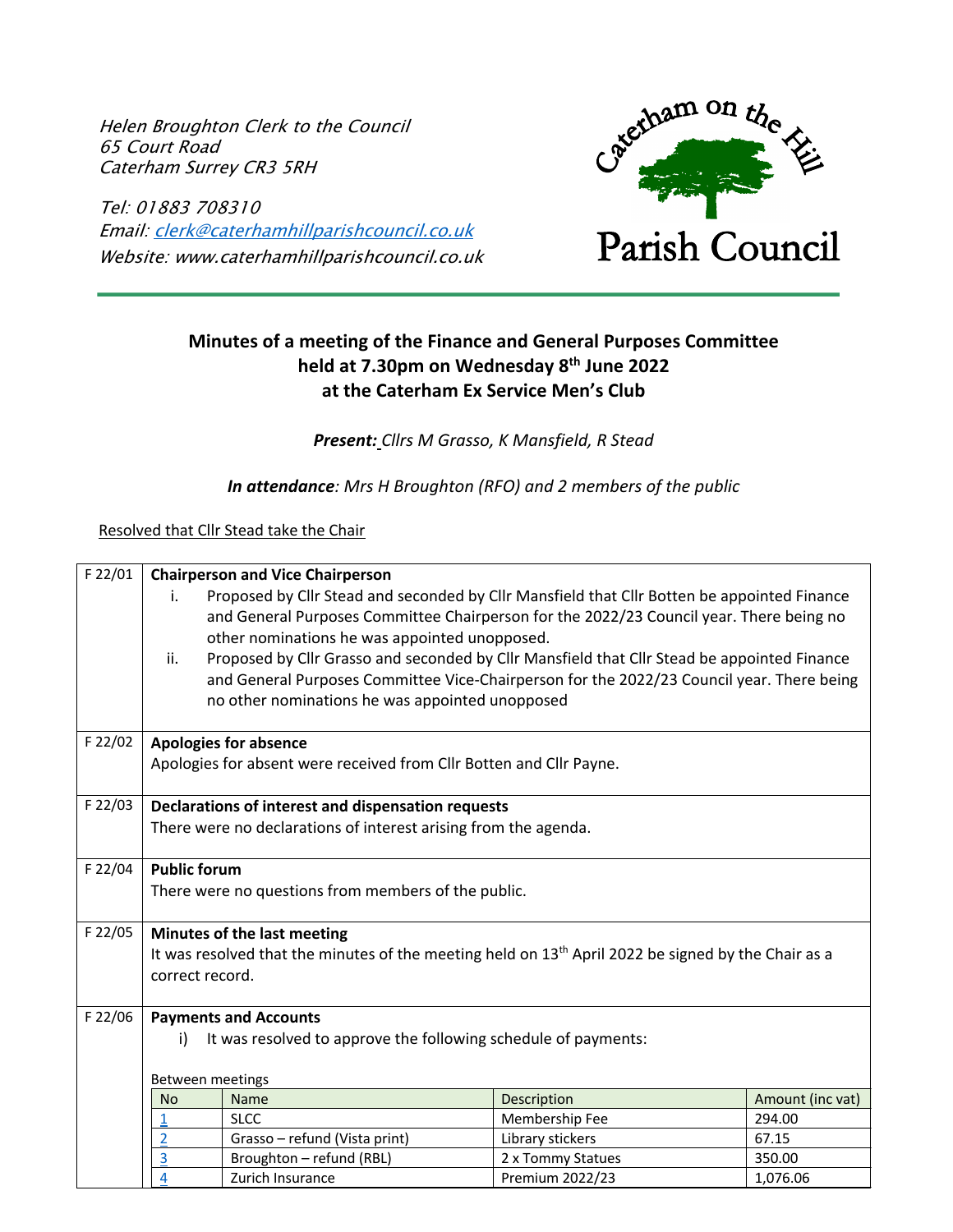Helen Broughton Clerk to the Council
65 Court Road
Caterham Surrey CR3 5RH

Tel: 01883 708310
Email: clerk@caterhamhillparishcouncil.co.uk
Website: www.caterhamhillparishcouncil.co.uk

Caterham on the Hill
Parish Council

## Minutes of a meeting of the Finance and General Purposes Committee held at 7.30pm on Wednesday 8th June 2022 at the Caterham Ex Service Men's Club

***Present:*** *Cllrs M Grasso, K Mansfield, R Stead*

***In attendance****: Mrs H Broughton (RFO) and 2 members of the public*

Resolved that Cllr Stead take the Chair

**F 22/01 Chairperson and Vice Chairperson**

i. Proposed by Cllr Stead and seconded by Cllr Mansfield that Cllr Botten be appointed Finance and General Purposes Committee Chairperson for the 2022/23 Council year. There being no other nominations he was appointed unopposed.

ii. Proposed by Cllr Grasso and seconded by Cllr Mansfield that Cllr Stead be appointed Finance and General Purposes Committee Vice-Chairperson for the 2022/23 Council year. There being no other nominations he was appointed unopposed

**F 22/02 Apologies for absence**

Apologies for absent were received from Cllr Botten and Cllr Payne.

**F 22/03 Declarations of interest and dispensation requests**

There were no declarations of interest arising from the agenda.

**F 22/04 Public forum**

There were no questions from members of the public.

**F 22/05 Minutes of the last meeting**

It was resolved that the minutes of the meeting held on 13th April 2022 be signed by the Chair as a correct record.

**F 22/06 Payments and Accounts**

i) It was resolved to approve the following schedule of payments:

Between meetings

| No | Name | Description | Amount (inc vat) |
|---|---|---|---|
| 1 | SLCC | Membership Fee | 294.00 |
| 2 | Grasso – refund (Vista print) | Library stickers | 67.15 |
| 3 | Broughton – refund (RBL) | 2 x Tommy Statues | 350.00 |
| 4 | Zurich Insurance | Premium 2022/23 | 1,076.06 |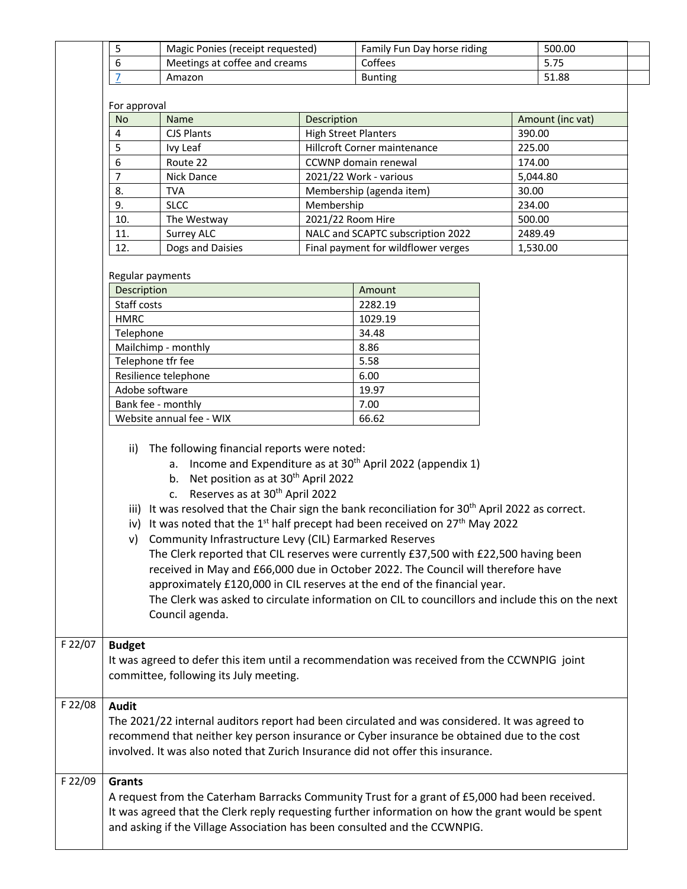| | | | |
|---|---|---|---|
| 5 | Magic Ponies (receipt requested) | Family Fun Day horse riding | 500.00 |
| 6 | Meetings at coffee and creams | Coffees | 5.75 |
| 7 | Amazon | Bunting | 51.88 |

For approval

| No | Name | Description | Amount (inc vat) |
|---|---|---|---|
| 4 | CJS Plants | High Street Planters | 390.00 |
| 5 | Ivy Leaf | Hillcroft Corner maintenance | 225.00 |
| 6 | Route 22 | CCWNP domain renewal | 174.00 |
| 7 | Nick Dance | 2021/22 Work - various | 5,044.80 |
| 8. | TVA | Membership (agenda item) | 30.00 |
| 9. | SLCC | Membership | 234.00 |
| 10. | The Westway | 2021/22 Room Hire | 500.00 |
| 11. | Surrey ALC | NALC and SCAPTC subscription 2022 | 2489.49 |
| 12. | Dogs and Daisies | Final payment for wildflower verges | 1,530.00 |

Regular payments

| Description | Amount |
|---|---|
| Staff costs | 2282.19 |
| HMRC | 1029.19 |
| Telephone | 34.48 |
| Mailchimp - monthly | 8.86 |
| Telephone tfr fee | 5.58 |
| Resilience telephone | 6.00 |
| Adobe software | 19.97 |
| Bank fee - monthly | 7.00 |
| Website annual fee - WIX | 66.62 |

ii) The following financial reports were noted:
   a. Income and Expenditure as at 30th April 2022 (appendix 1)
   b. Net position as at 30th April 2022
   c. Reserves as at 30th April 2022

iii) It was resolved that the Chair sign the bank reconciliation for 30th April 2022 as correct.

iv) It was noted that the 1st half precept had been received on 27th May 2022

v) Community Infrastructure Levy (CIL) Earmarked Reserves
The Clerk reported that CIL reserves were currently £37,500 with £22,500 having been received in May and £66,000 due in October 2022. The Council will therefore have approximately £120,000 in CIL reserves at the end of the financial year.
The Clerk was asked to circulate information on CIL to councillors and include this on the next Council agenda.

**F 22/07 Budget**

It was agreed to defer this item until a recommendation was received from the CCWNPIG joint committee, following its July meeting.

**F 22/08 Audit**

The 2021/22 internal auditors report had been circulated and was considered. It was agreed to recommend that neither key person insurance or Cyber insurance be obtained due to the cost involved. It was also noted that Zurich Insurance did not offer this insurance.

**F 22/09 Grants**

A request from the Caterham Barracks Community Trust for a grant of £5,000 had been received. It was agreed that the Clerk reply requesting further information on how the grant would be spent and asking if the Village Association has been consulted and the CCWNPIG.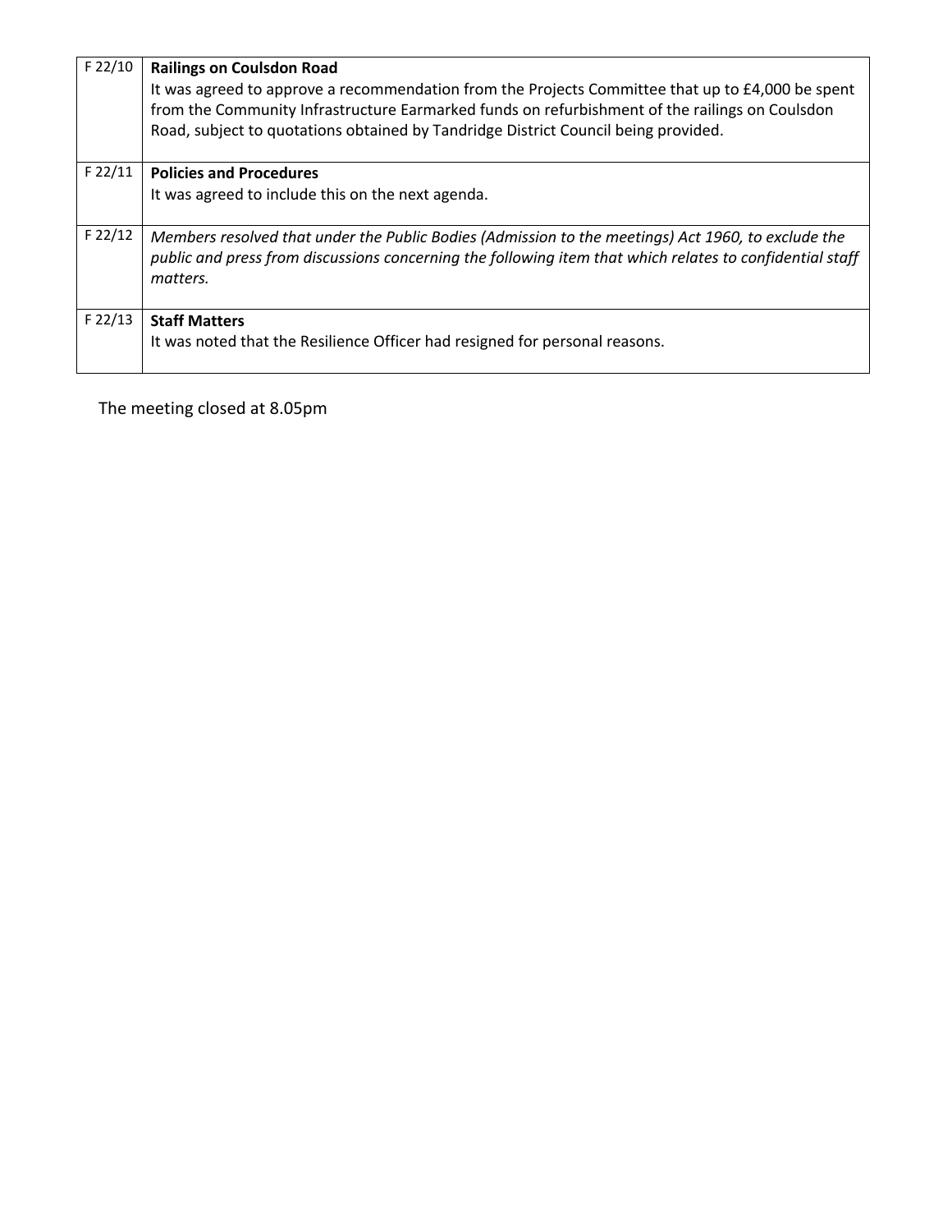| | |
|---|---|
| F 22/10 | **Railings on Coulsdon Road**<br>It was agreed to approve a recommendation from the Projects Committee that up to £4,000 be spent from the Community Infrastructure Earmarked funds on refurbishment of the railings on Coulsdon Road, subject to quotations obtained by Tandridge District Council being provided. |
| F 22/11 | **Policies and Procedures**<br>It was agreed to include this on the next agenda. |
| F 22/12 | *Members resolved that under the Public Bodies (Admission to the meetings) Act 1960, to exclude the public and press from discussions concerning the following item that which relates to confidential staff matters.* |
| F 22/13 | **Staff Matters**<br>It was noted that the Resilience Officer had resigned for personal reasons. |

The meeting closed at 8.05pm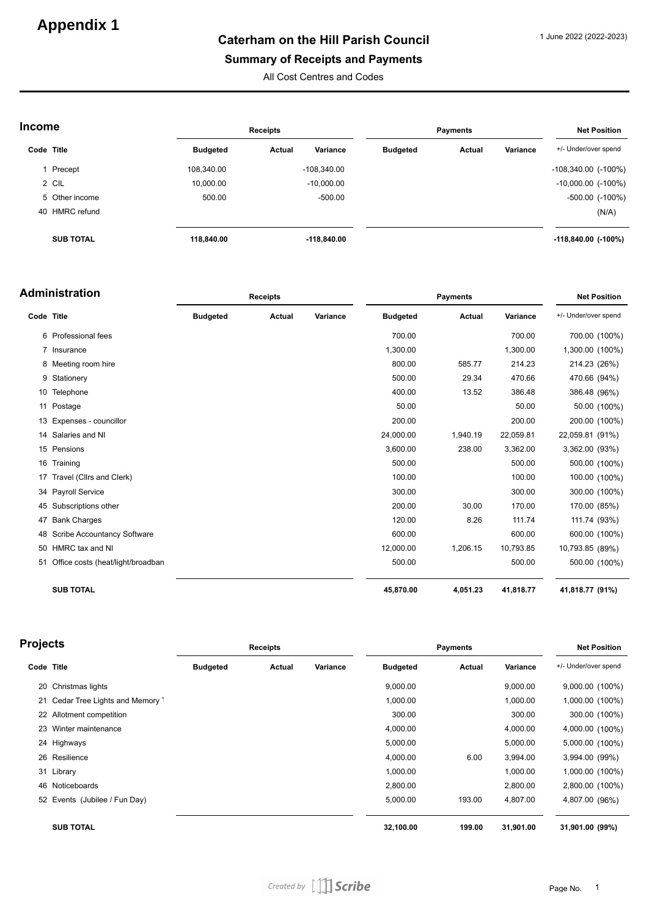# Appendix 1

1 June 2022 (2022-2023)

## Caterham on the Hill Parish Council

## Summary of Receipts and Payments

All Cost Centres and Codes

### Income

| Code | Title | Receipts Budgeted | Receipts Actual | Receipts Variance | Payments Budgeted | Payments Actual | Payments Variance | Net Position +/- Under/over spend |
|---|---|---|---|---|---|---|---|---|
| 1 | Precept | 108,340.00 | | -108,340.00 | | | | -108,340.00 (-100%) |
| 2 | CIL | 10,000.00 | | -10,000.00 | | | | -10,000.00 (-100%) |
| 5 | Other income | 500.00 | | -500.00 | | | | -500.00 (-100%) |
| 40 | HMRC refund | | | | | | | (N/A) |
| | **SUB TOTAL** | **118,840.00** | | **-118,840.00** | | | | **-118,840.00 (-100%)** |

### Administration

| Code | Title | Receipts Budgeted | Receipts Actual | Receipts Variance | Payments Budgeted | Payments Actual | Payments Variance | Net Position +/- Under/over spend |
|---|---|---|---|---|---|---|---|---|
| 6 | Professional fees | | | | 700.00 | | 700.00 | 700.00 (100%) |
| 7 | Insurance | | | | 1,300.00 | | 1,300.00 | 1,300.00 (100%) |
| 8 | Meeting room hire | | | | 800.00 | 585.77 | 214.23 | 214.23 (26%) |
| 9 | Stationery | | | | 500.00 | 29.34 | 470.66 | 470.66 (94%) |
| 10 | Telephone | | | | 400.00 | 13.52 | 386.48 | 386.48 (96%) |
| 11 | Postage | | | | 50.00 | | 50.00 | 50.00 (100%) |
| 13 | Expenses - councillor | | | | 200.00 | | 200.00 | 200.00 (100%) |
| 14 | Salaries and NI | | | | 24,000.00 | 1,940.19 | 22,059.81 | 22,059.81 (91%) |
| 15 | Pensions | | | | 3,600.00 | 238.00 | 3,362.00 | 3,362.00 (93%) |
| 16 | Training | | | | 500.00 | | 500.00 | 500.00 (100%) |
| 17 | Travel (Cllrs and Clerk) | | | | 100.00 | | 100.00 | 100.00 (100%) |
| 34 | Payroll Service | | | | 300.00 | | 300.00 | 300.00 (100%) |
| 45 | Subscriptions other | | | | 200.00 | 30.00 | 170.00 | 170.00 (85%) |
| 47 | Bank Charges | | | | 120.00 | 8.26 | 111.74 | 111.74 (93%) |
| 48 | Scribe Accountancy Software | | | | 600.00 | | 600.00 | 600.00 (100%) |
| 50 | HMRC tax and NI | | | | 12,000.00 | 1,206.15 | 10,793.85 | 10,793.85 (89%) |
| 51 | Office costs (heat/light/broadban | | | | 500.00 | | 500.00 | 500.00 (100%) |
| | **SUB TOTAL** | | | | **45,870.00** | **4,051.23** | **41,818.77** | **41,818.77 (91%)** |

### Projects

| Code | Title | Receipts Budgeted | Receipts Actual | Receipts Variance | Payments Budgeted | Payments Actual | Payments Variance | Net Position +/- Under/over spend |
|---|---|---|---|---|---|---|---|---|
| 20 | Christmas lights | | | | 9,000.00 | | 9,000.00 | 9,000.00 (100%) |
| 21 | Cedar Tree Lights and Memory T | | | | 1,000.00 | | 1,000.00 | 1,000.00 (100%) |
| 22 | Allotment competition | | | | 300.00 | | 300.00 | 300.00 (100%) |
| 23 | Winter maintenance | | | | 4,000.00 | | 4,000.00 | 4,000.00 (100%) |
| 24 | Highways | | | | 5,000.00 | | 5,000.00 | 5,000.00 (100%) |
| 26 | Resilience | | | | 4,000.00 | 6.00 | 3,994.00 | 3,994.00 (99%) |
| 31 | Library | | | | 1,000.00 | | 1,000.00 | 1,000.00 (100%) |
| 46 | Noticeboards | | | | 2,800.00 | | 2,800.00 | 2,800.00 (100%) |
| 52 | Events (Jubilee / Fun Day) | | | | 5,000.00 | 193.00 | 4,807.00 | 4,807.00 (96%) |
| | **SUB TOTAL** | | | | **32,100.00** | **199.00** | **31,901.00** | **31,901.00 (99%)** |

Created by Scribe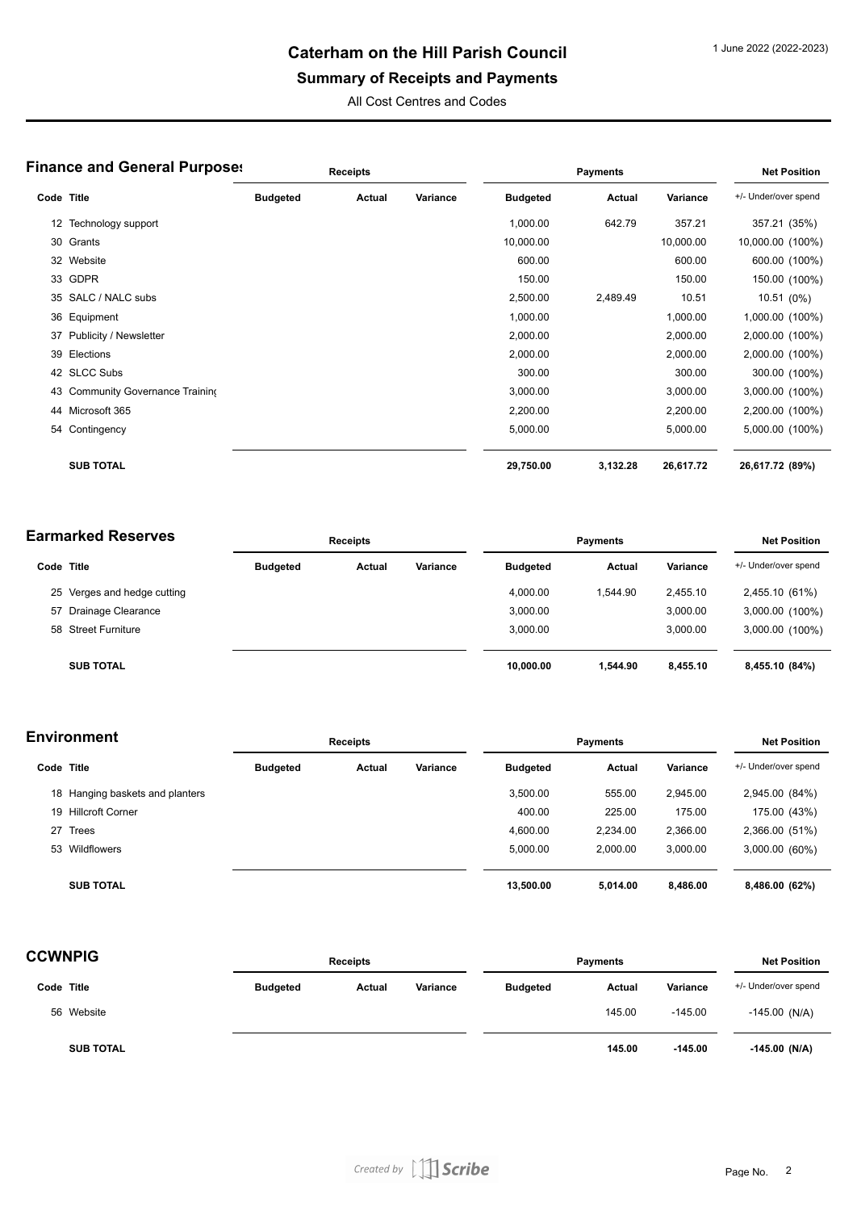# Caterham on the Hill Parish Council

## Summary of Receipts and Payments

All Cost Centres and Codes

1 June 2022 (2022-2023)

### Finance and General Purposes

| Code | Title | Receipts Budgeted | Receipts Actual | Receipts Variance | Payments Budgeted | Payments Actual | Payments Variance | Net Position +/- Under/over spend |
|---|---|---|---|---|---|---|---|---|
| 12 | Technology support | | | | 1,000.00 | 642.79 | 357.21 | 357.21 (35%) |
| 30 | Grants | | | | 10,000.00 | | 10,000.00 | 10,000.00 (100%) |
| 32 | Website | | | | 600.00 | | 600.00 | 600.00 (100%) |
| 33 | GDPR | | | | 150.00 | | 150.00 | 150.00 (100%) |
| 35 | SALC / NALC subs | | | | 2,500.00 | 2,489.49 | 10.51 | 10.51 (0%) |
| 36 | Equipment | | | | 1,000.00 | | 1,000.00 | 1,000.00 (100%) |
| 37 | Publicity / Newsletter | | | | 2,000.00 | | 2,000.00 | 2,000.00 (100%) |
| 39 | Elections | | | | 2,000.00 | | 2,000.00 | 2,000.00 (100%) |
| 42 | SLCC Subs | | | | 300.00 | | 300.00 | 300.00 (100%) |
| 43 | Community Governance Training | | | | 3,000.00 | | 3,000.00 | 3,000.00 (100%) |
| 44 | Microsoft 365 | | | | 2,200.00 | | 2,200.00 | 2,200.00 (100%) |
| 54 | Contingency | | | | 5,000.00 | | 5,000.00 | 5,000.00 (100%) |
| | **SUB TOTAL** | | | | **29,750.00** | **3,132.28** | **26,617.72** | **26,617.72 (89%)** |

### Earmarked Reserves

| Code | Title | Receipts Budgeted | Receipts Actual | Receipts Variance | Payments Budgeted | Payments Actual | Payments Variance | Net Position +/- Under/over spend |
|---|---|---|---|---|---|---|---|---|
| 25 | Verges and hedge cutting | | | | 4,000.00 | 1,544.90 | 2,455.10 | 2,455.10 (61%) |
| 57 | Drainage Clearance | | | | 3,000.00 | | 3,000.00 | 3,000.00 (100%) |
| 58 | Street Furniture | | | | 3,000.00 | | 3,000.00 | 3,000.00 (100%) |
| | **SUB TOTAL** | | | | **10,000.00** | **1,544.90** | **8,455.10** | **8,455.10 (84%)** |

### Environment

| Code | Title | Receipts Budgeted | Receipts Actual | Receipts Variance | Payments Budgeted | Payments Actual | Payments Variance | Net Position +/- Under/over spend |
|---|---|---|---|---|---|---|---|---|
| 18 | Hanging baskets and planters | | | | 3,500.00 | 555.00 | 2,945.00 | 2,945.00 (84%) |
| 19 | Hillcroft Corner | | | | 400.00 | 225.00 | 175.00 | 175.00 (43%) |
| 27 | Trees | | | | 4,600.00 | 2,234.00 | 2,366.00 | 2,366.00 (51%) |
| 53 | Wildflowers | | | | 5,000.00 | 2,000.00 | 3,000.00 | 3,000.00 (60%) |
| | **SUB TOTAL** | | | | **13,500.00** | **5,014.00** | **8,486.00** | **8,486.00 (62%)** |

### CCWNPIG

| Code | Title | Receipts Budgeted | Receipts Actual | Receipts Variance | Payments Budgeted | Payments Actual | Payments Variance | Net Position +/- Under/over spend |
|---|---|---|---|---|---|---|---|---|
| 56 | Website | | | | | 145.00 | -145.00 | -145.00 (N/A) |
| | **SUB TOTAL** | | | | | **145.00** | **-145.00** | **-145.00 (N/A)** |

Created by Scribe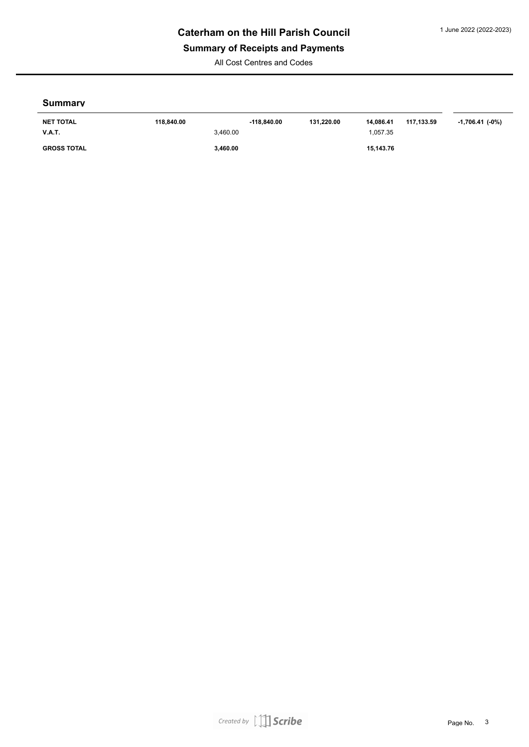# Caterham on the Hill Parish Council

## Summary of Receipts and Payments

All Cost Centres and Codes

### Summary

| | | | | | | | |
|---|---|---|---|---|---|---|---|
| **NET TOTAL** | **118,840.00** | | **-118,840.00** | **131,220.00** | **14,086.41** | **117,133.59** | **-1,706.41 (-0%)** |
| **V.A.T.** | | 3,460.00 | | | 1,057.35 | | |
| **GROSS TOTAL** | | **3,460.00** | | | **15,143.76** | | |

*Created by Scribe*